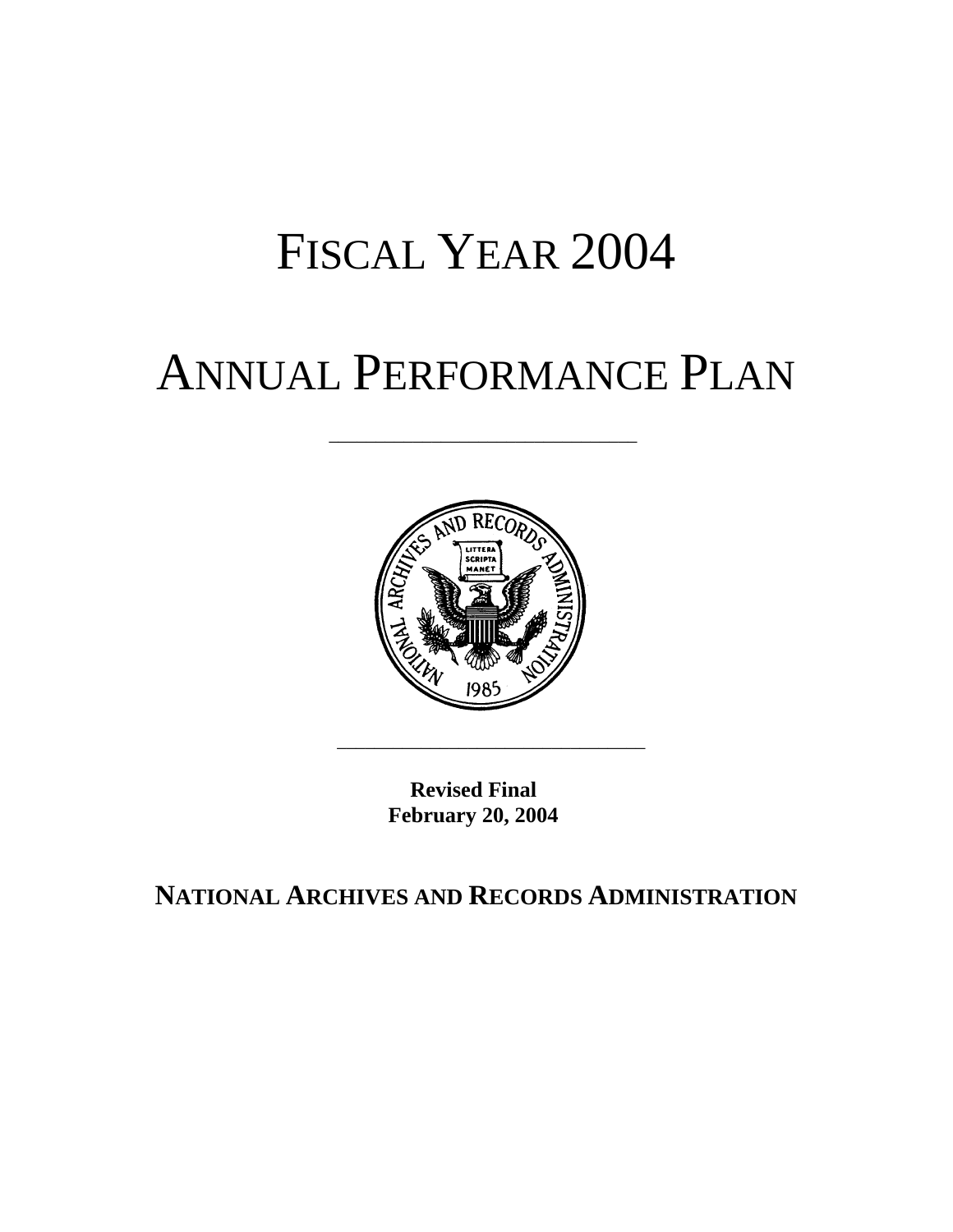# FISCAL YEAR 2004

# ANNUAL PERFORMANCE PLAN

---

---

**Revised Final**
**February 20, 2004**

**NATIONAL ARCHIVES AND RECORDS ADMINISTRATION**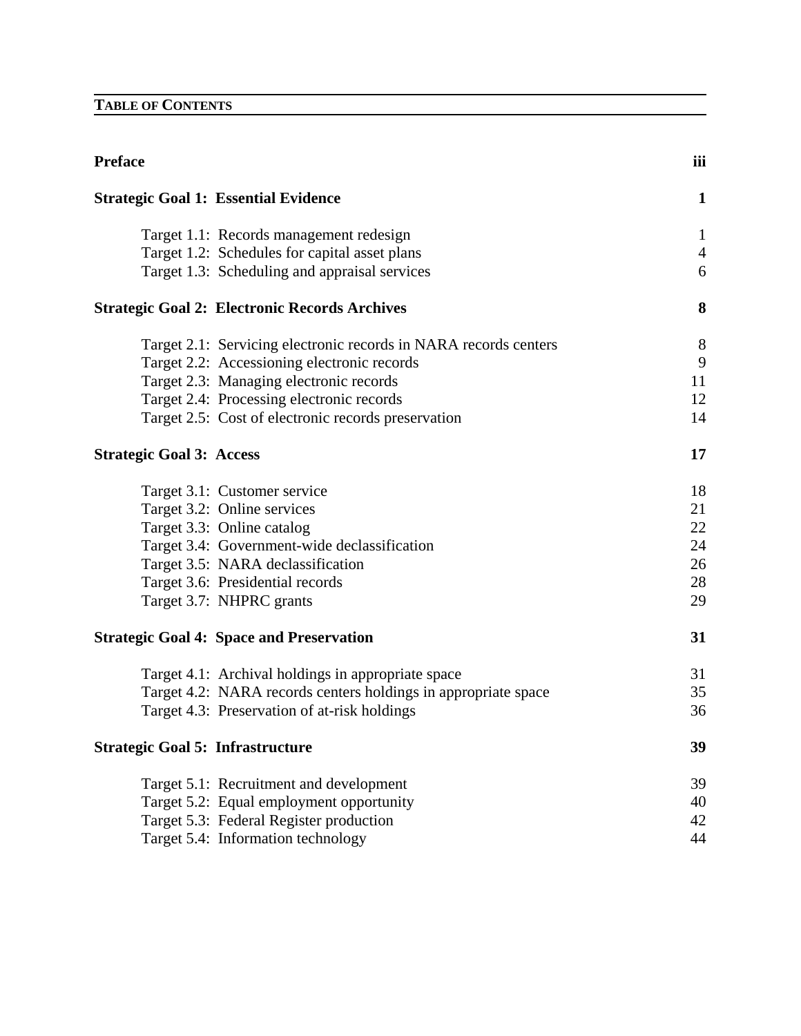## TABLE OF CONTENTS

| | |
|---|---|
| **Preface** | **iii** |
| **Strategic Goal 1: Essential Evidence** | **1** |
| Target 1.1: Records management redesign | 1 |
| Target 1.2: Schedules for capital asset plans | 4 |
| Target 1.3: Scheduling and appraisal services | 6 |
| **Strategic Goal 2: Electronic Records Archives** | **8** |
| Target 2.1: Servicing electronic records in NARA records centers | 8 |
| Target 2.2: Accessioning electronic records | 9 |
| Target 2.3: Managing electronic records | 11 |
| Target 2.4: Processing electronic records | 12 |
| Target 2.5: Cost of electronic records preservation | 14 |
| **Strategic Goal 3: Access** | **17** |
| Target 3.1: Customer service | 18 |
| Target 3.2: Online services | 21 |
| Target 3.3: Online catalog | 22 |
| Target 3.4: Government-wide declassification | 24 |
| Target 3.5: NARA declassification | 26 |
| Target 3.6: Presidential records | 28 |
| Target 3.7: NHPRC grants | 29 |
| **Strategic Goal 4: Space and Preservation** | **31** |
| Target 4.1: Archival holdings in appropriate space | 31 |
| Target 4.2: NARA records centers holdings in appropriate space | 35 |
| Target 4.3: Preservation of at-risk holdings | 36 |
| **Strategic Goal 5: Infrastructure** | **39** |
| Target 5.1: Recruitment and development | 39 |
| Target 5.2: Equal employment opportunity | 40 |
| Target 5.3: Federal Register production | 42 |
| Target 5.4: Information technology | 44 |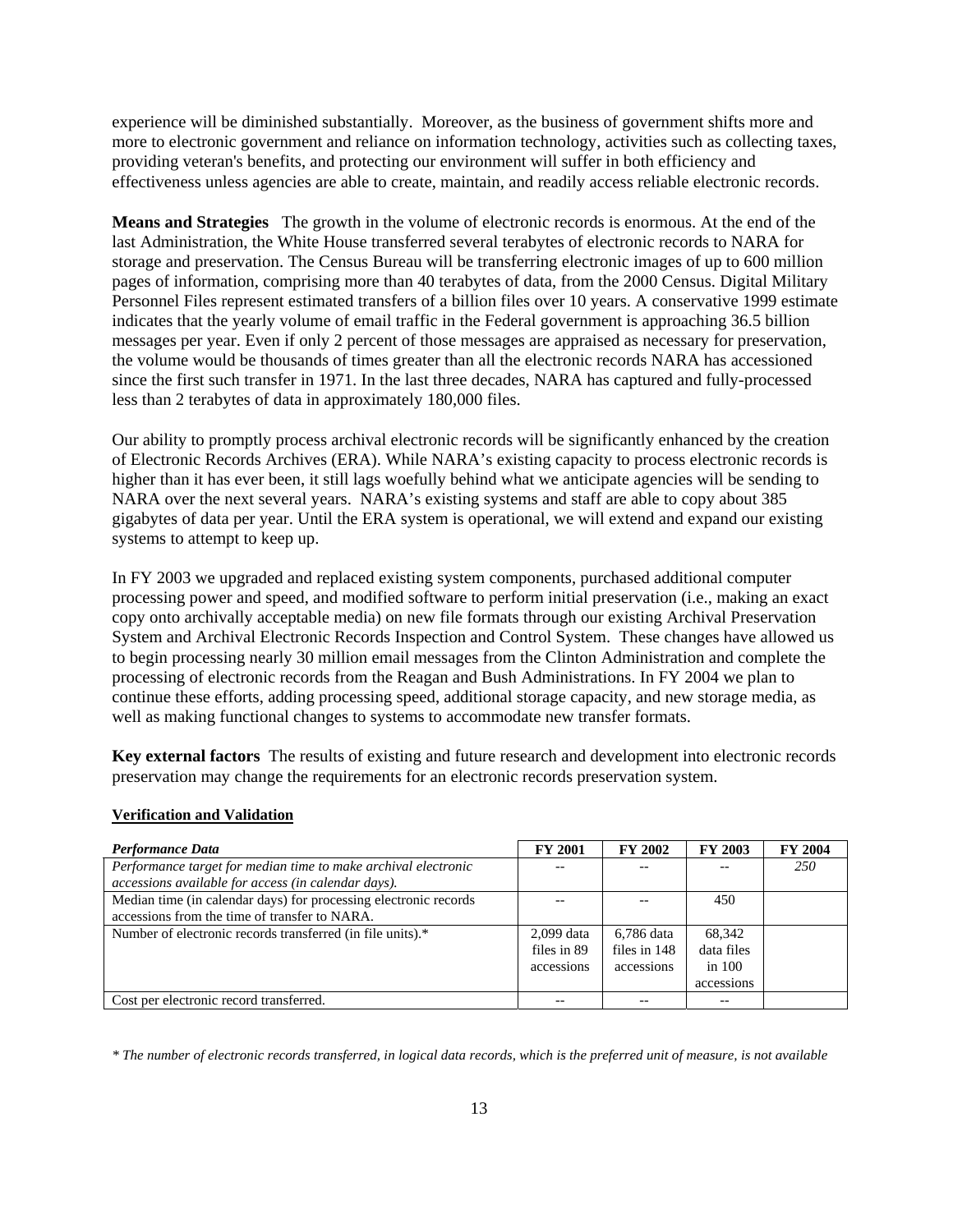experience will be diminished substantially. Moreover, as the business of government shifts more and more to electronic government and reliance on information technology, activities such as collecting taxes, providing veteran's benefits, and protecting our environment will suffer in both efficiency and effectiveness unless agencies are able to create, maintain, and readily access reliable electronic records.

**Means and Strategies** The growth in the volume of electronic records is enormous. At the end of the last Administration, the White House transferred several terabytes of electronic records to NARA for storage and preservation. The Census Bureau will be transferring electronic images of up to 600 million pages of information, comprising more than 40 terabytes of data, from the 2000 Census. Digital Military Personnel Files represent estimated transfers of a billion files over 10 years. A conservative 1999 estimate indicates that the yearly volume of email traffic in the Federal government is approaching 36.5 billion messages per year. Even if only 2 percent of those messages are appraised as necessary for preservation, the volume would be thousands of times greater than all the electronic records NARA has accessioned since the first such transfer in 1971. In the last three decades, NARA has captured and fully-processed less than 2 terabytes of data in approximately 180,000 files.

Our ability to promptly process archival electronic records will be significantly enhanced by the creation of Electronic Records Archives (ERA). While NARA's existing capacity to process electronic records is higher than it has ever been, it still lags woefully behind what we anticipate agencies will be sending to NARA over the next several years. NARA's existing systems and staff are able to copy about 385 gigabytes of data per year. Until the ERA system is operational, we will extend and expand our existing systems to attempt to keep up.

In FY 2003 we upgraded and replaced existing system components, purchased additional computer processing power and speed, and modified software to perform initial preservation (i.e., making an exact copy onto archivally acceptable media) on new file formats through our existing Archival Preservation System and Archival Electronic Records Inspection and Control System. These changes have allowed us to begin processing nearly 30 million email messages from the Clinton Administration and complete the processing of electronic records from the Reagan and Bush Administrations. In FY 2004 we plan to continue these efforts, adding processing speed, additional storage capacity, and new storage media, as well as making functional changes to systems to accommodate new transfer formats.

**Key external factors** The results of existing and future research and development into electronic records preservation may change the requirements for an electronic records preservation system.

**Verification and Validation**

| *Performance Data* | FY 2001 | FY 2002 | FY 2003 | FY 2004 |
|---|---|---|---|---|
| *Performance target for median time to make archival electronic accessions available for access (in calendar days).* | -- | -- | -- | *250* |
| Median time (in calendar days) for processing electronic records accessions from the time of transfer to NARA. | -- | -- | 450 | |
| Number of electronic records transferred (in file units).* | 2,099 data files in 89 accessions | 6,786 data files in 148 accessions | 68,342 data files in 100 accessions | |
| Cost per electronic record transferred. | -- | -- | -- | |

*\* The number of electronic records transferred, in logical data records, which is the preferred unit of measure, is not available*